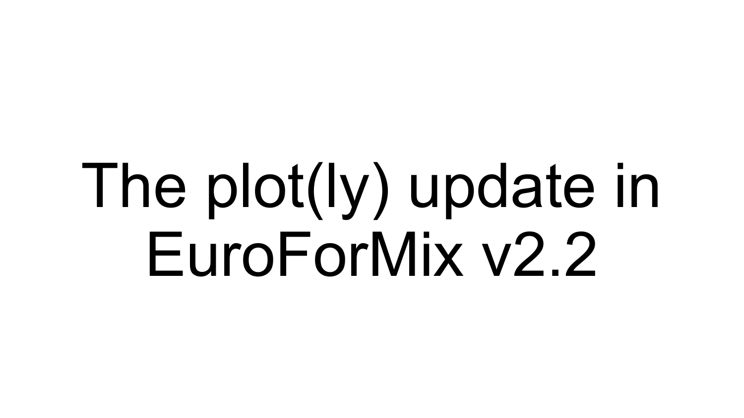# The plot(ly) update in EuroForMix v2.2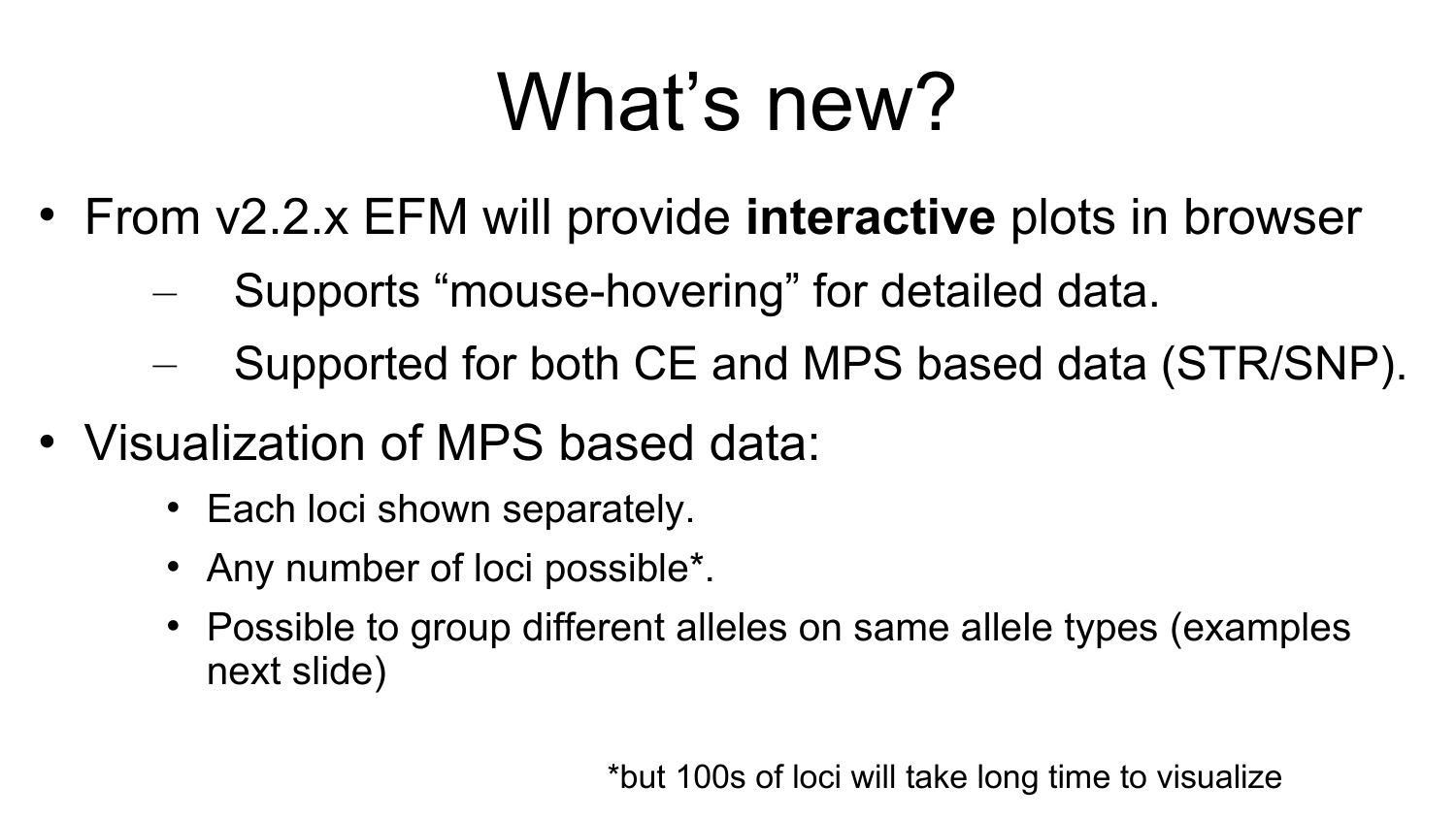# What's new?

- From v2.2.x EFM will provide **interactive** plots in browser
  - Supports "mouse-hovering" for detailed data.
  - Supported for both CE and MPS based data (STR/SNP).
- Visualization of MPS based data:
  - Each loci shown separately.
  - Any number of loci possible*.
  - Possible to group different alleles on same allele types (examples next slide)

*but 100s of loci will take long time to visualize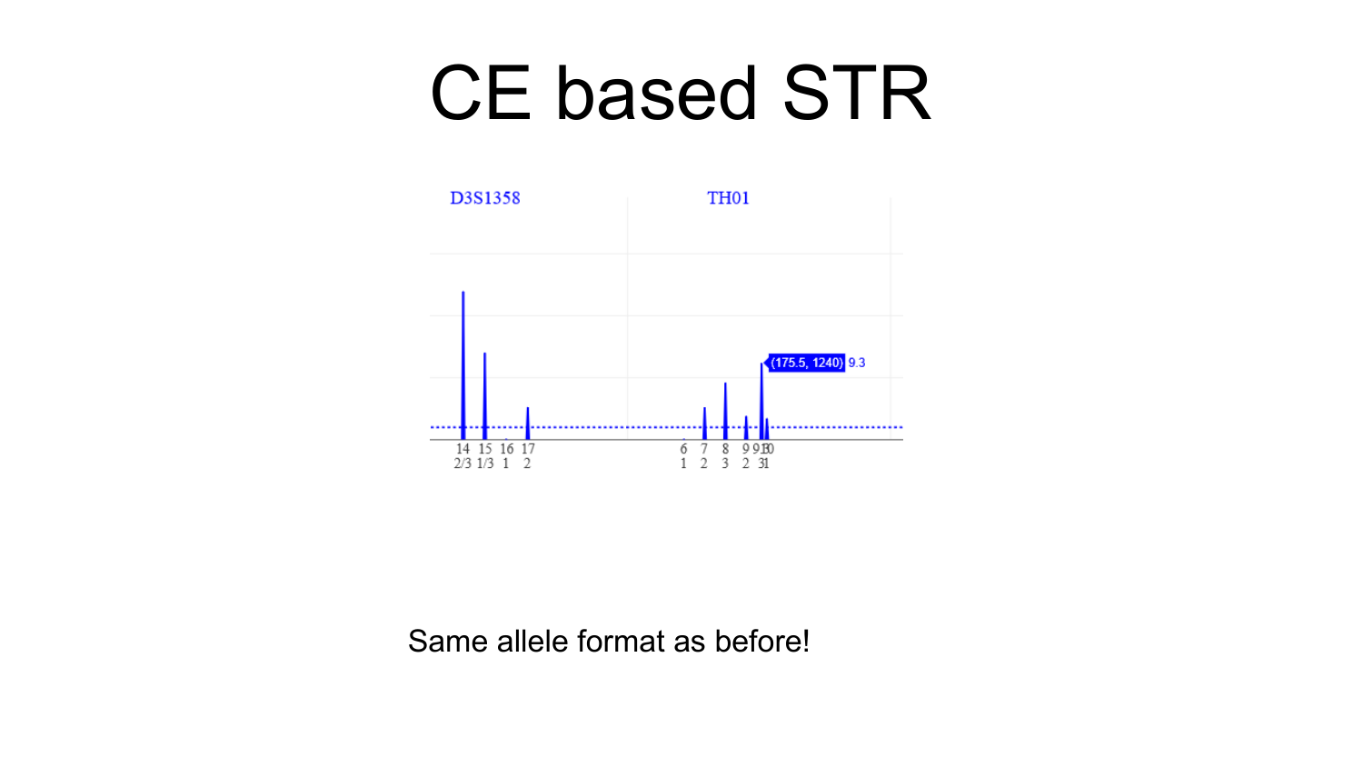# CE based STR

Same allele format as before!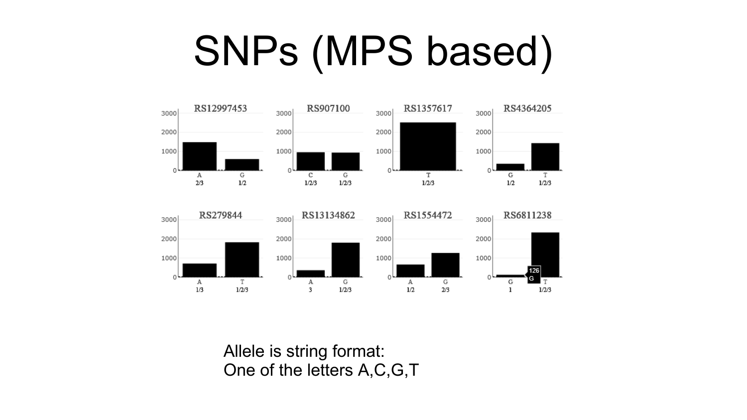# SNPs (MPS based)

RS12997453

RS907100

RS1357617

RS4364205

RS279844

RS13134862

RS1554472

RS6811238

Allele is string format:
One of the letters A,C,G,T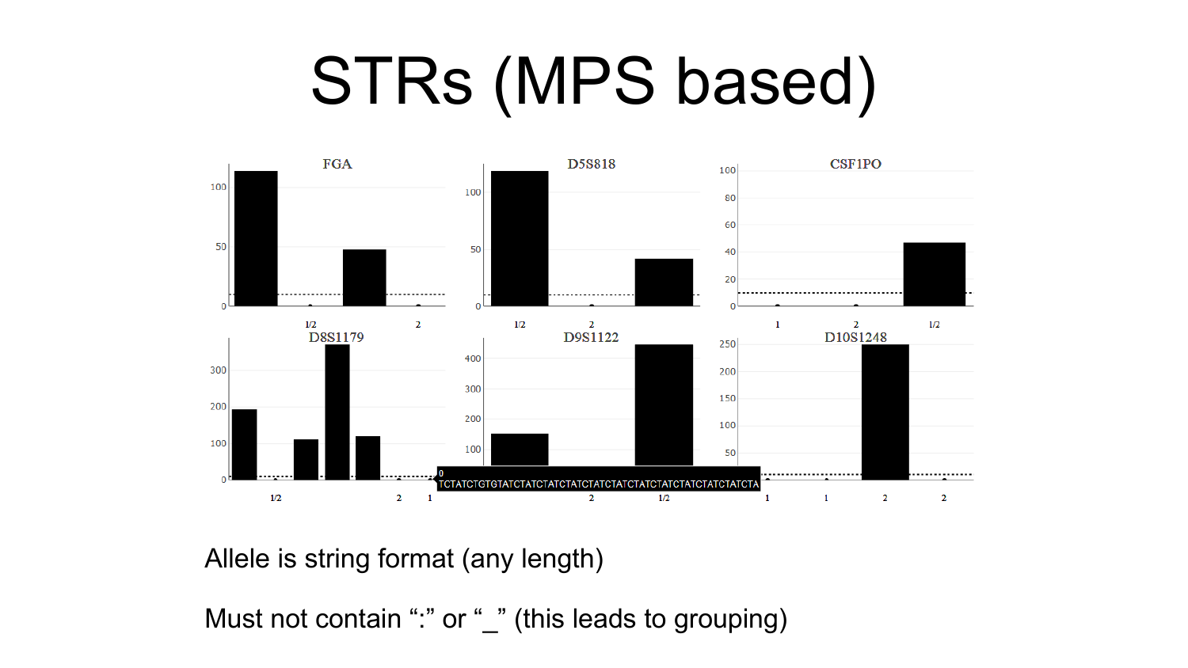# STRs (MPS based)

Allele is string format (any length)

Must not contain “:” or “_” (this leads to grouping)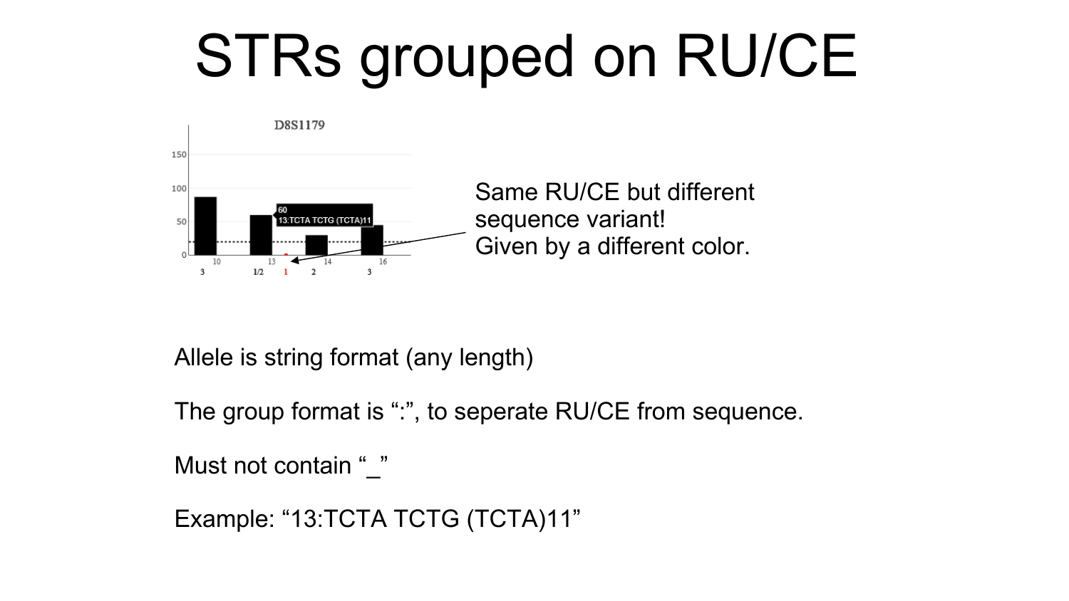# STRs grouped on RU/CE

Same RU/CE but different sequence variant!
Given by a different color.

Allele is string format (any length)

The group format is ":", to seperate RU/CE from sequence.

Must not contain "_"

Example: "13:TCTA TCTG (TCTA)11"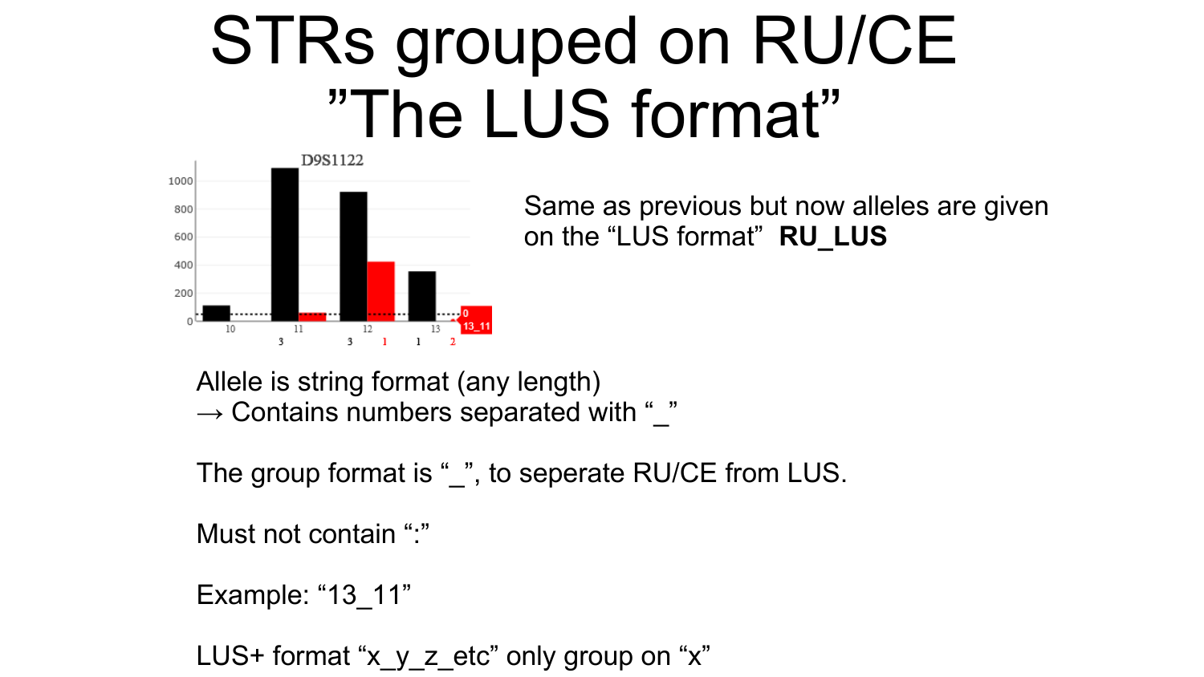# STRs grouped on RU/CE ”The LUS format”

Same as previous but now alleles are given on the “LUS format” **RU_LUS**

Allele is string format (any length)
→ Contains numbers separated with “_”

The group format is “_”, to seperate RU/CE from LUS.

Must not contain “:”

Example: “13_11”

LUS+ format “x_y_z_etc” only group on “x”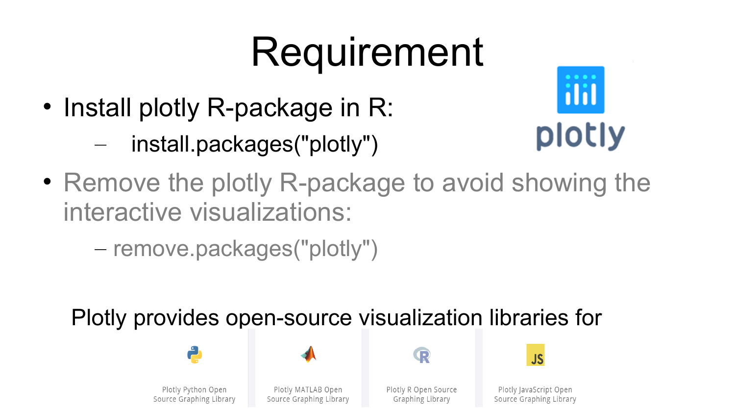# Requirement

- Install plotly R-package in R:
  - install.packages("plotly")
- Remove the plotly R-package to avoid showing the interactive visualizations:
  - remove.packages("plotly")

Plotly provides open-source visualization libraries for

Plotly Python Open Source Graphing Library

Plotly MATLAB Open Source Graphing Library

Plotly R Open Source Graphing Library

Plotly JavaScript Open Source Graphing Library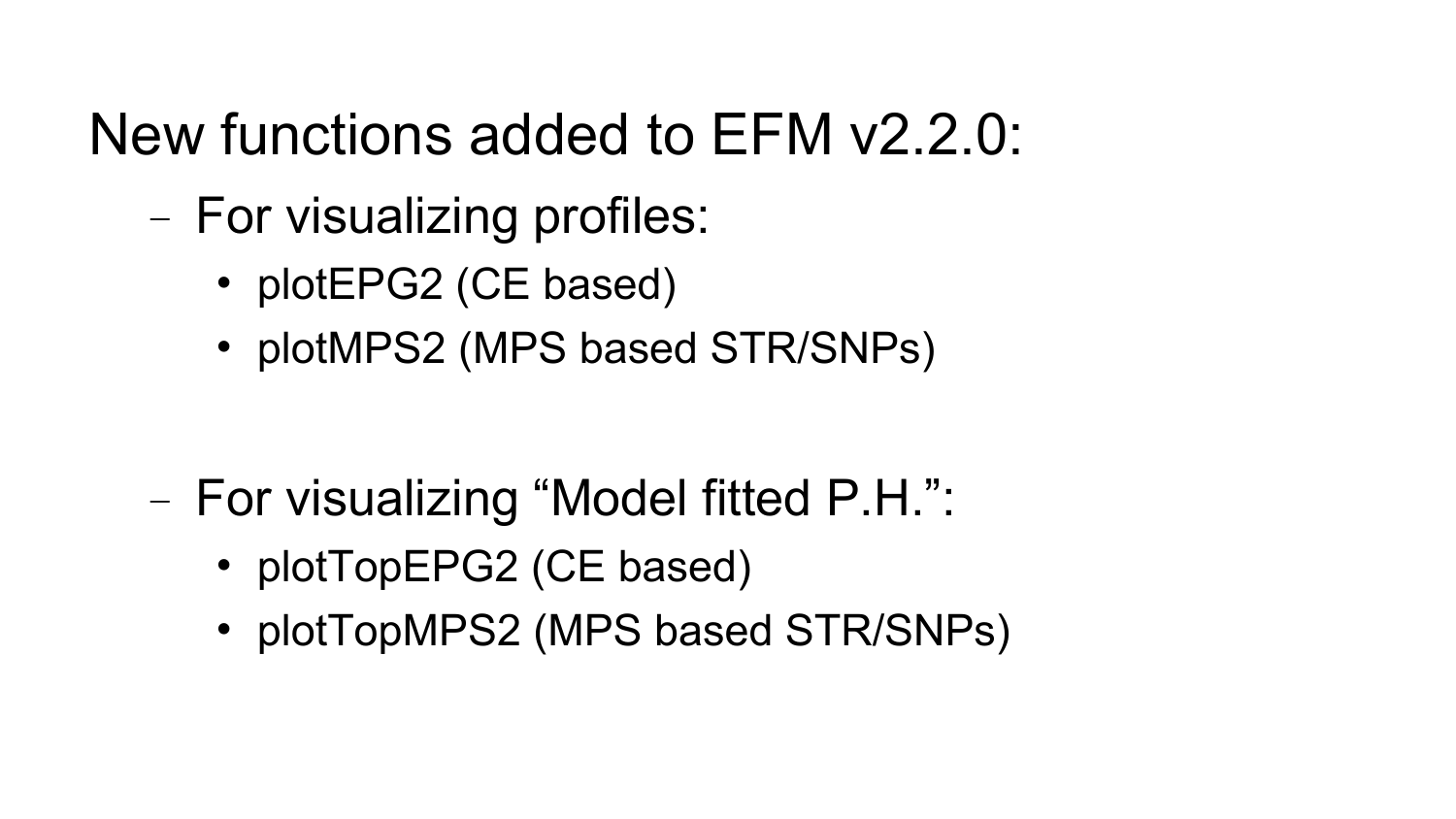# New functions added to EFM v2.2.0:

- For visualizing profiles:
  - plotEPG2 (CE based)
  - plotMPS2 (MPS based STR/SNPs)

- For visualizing “Model fitted P.H.”:
  - plotTopEPG2 (CE based)
  - plotTopMPS2 (MPS based STR/SNPs)